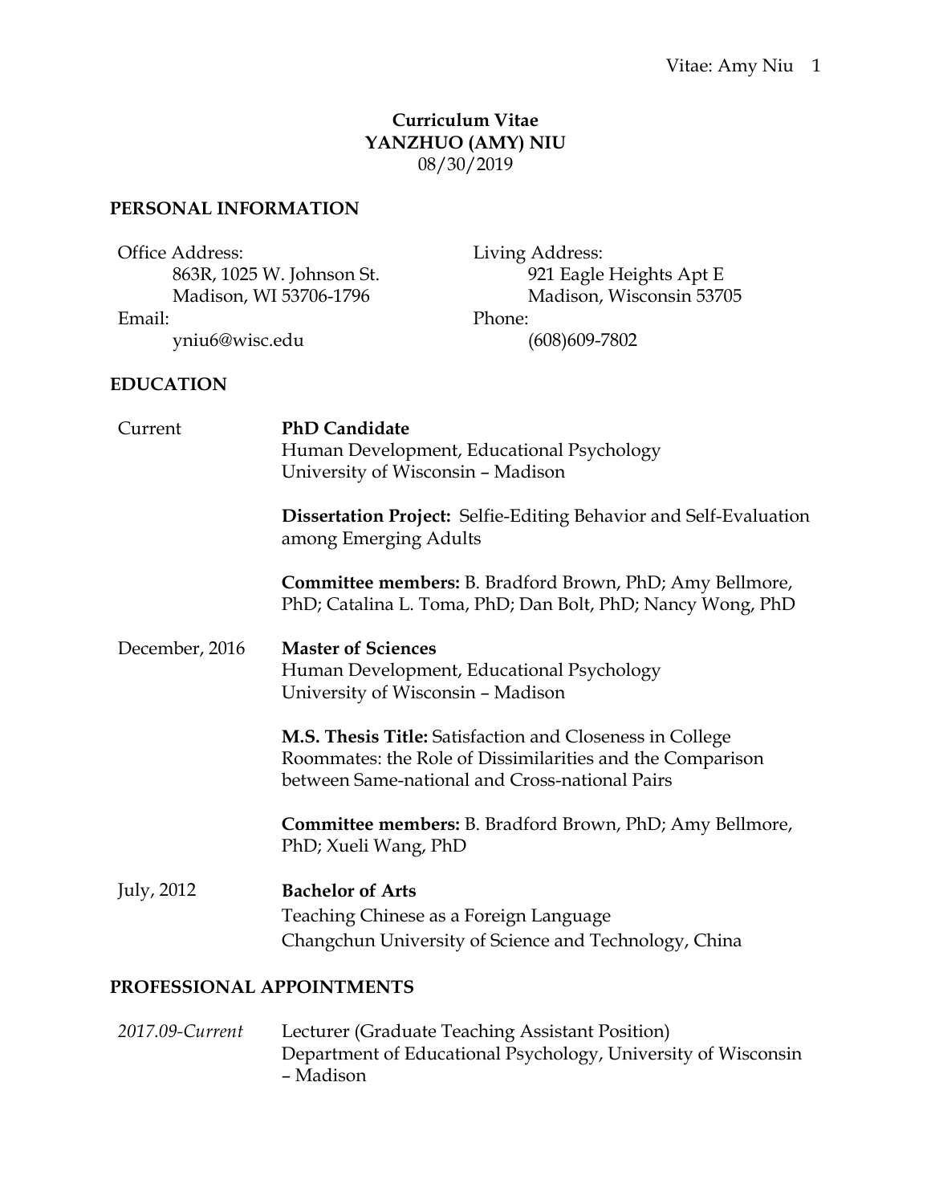# Curriculum Vitae
# YANZHUO (AMY) NIU

08/30/2019

## PERSONAL INFORMATION

Office Address:
863R, 1025 W. Johnson St.
Madison, WI 53706-1796

Living Address:
921 Eagle Heights Apt E
Madison, Wisconsin 53705

Email:
yniu6@wisc.edu

Phone:
(608)609-7802

## EDUCATION

Current — **PhD Candidate**
Human Development, Educational Psychology
University of Wisconsin – Madison

**Dissertation Project:** Selfie-Editing Behavior and Self-Evaluation among Emerging Adults

**Committee members:** B. Bradford Brown, PhD; Amy Bellmore, PhD; Catalina L. Toma, PhD; Dan Bolt, PhD; Nancy Wong, PhD

December, 2016 — **Master of Sciences**
Human Development, Educational Psychology
University of Wisconsin – Madison

**M.S. Thesis Title:** Satisfaction and Closeness in College Roommates: the Role of Dissimilarities and the Comparison between Same-national and Cross-national Pairs

**Committee members:** B. Bradford Brown, PhD; Amy Bellmore, PhD; Xueli Wang, PhD

July, 2012 — **Bachelor of Arts**
Teaching Chinese as a Foreign Language
Changchun University of Science and Technology, China

## PROFESSIONAL APPOINTMENTS

*2017.09-Current* — Lecturer (Graduate Teaching Assistant Position)
Department of Educational Psychology, University of Wisconsin – Madison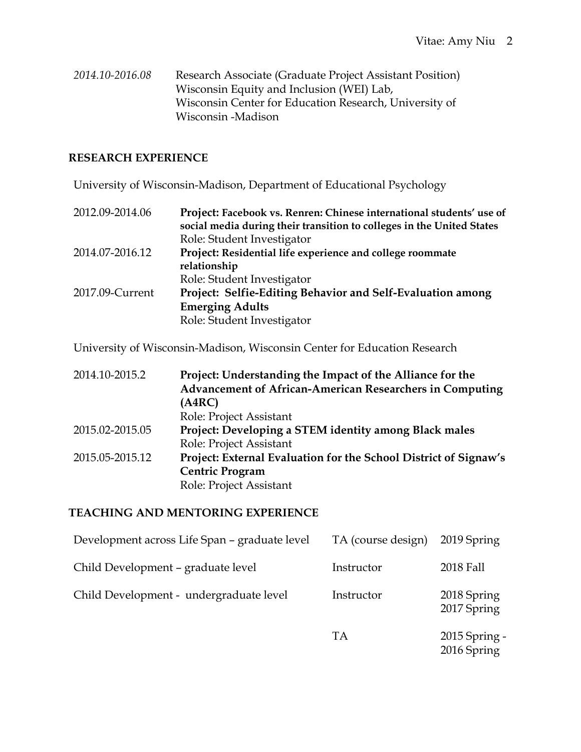*2014.10-2016.08* Research Associate (Graduate Project Assistant Position)
Wisconsin Equity and Inclusion (WEI) Lab,
Wisconsin Center for Education Research, University of Wisconsin -Madison

## RESEARCH EXPERIENCE

University of Wisconsin-Madison, Department of Educational Psychology

2012.09-2014.06 **Project: Facebook vs. Renren: Chinese international students' use of social media during their transition to colleges in the United States**
Role: Student Investigator

2014.07-2016.12 **Project: Residential life experience and college roommate relationship**
Role: Student Investigator

2017.09-Current **Project: Selfie-Editing Behavior and Self-Evaluation among Emerging Adults**
Role: Student Investigator

University of Wisconsin-Madison, Wisconsin Center for Education Research

2014.10-2015.2 **Project: Understanding the Impact of the Alliance for the Advancement of African-American Researchers in Computing (A4RC)**
Role: Project Assistant

2015.02-2015.05 **Project: Developing a STEM identity among Black males**
Role: Project Assistant

2015.05-2015.12 **Project: External Evaluation for the School District of Signaw's Centric Program**
Role: Project Assistant

## TEACHING AND MENTORING EXPERIENCE

| | | |
|---|---|---|
| Development across Life Span – graduate level | TA (course design) | 2019 Spring |
| Child Development – graduate level | Instructor | 2018 Fall |
| Child Development - undergraduate level | Instructor | 2018 Spring<br>2017 Spring |
| | TA | 2015 Spring - 2016 Spring |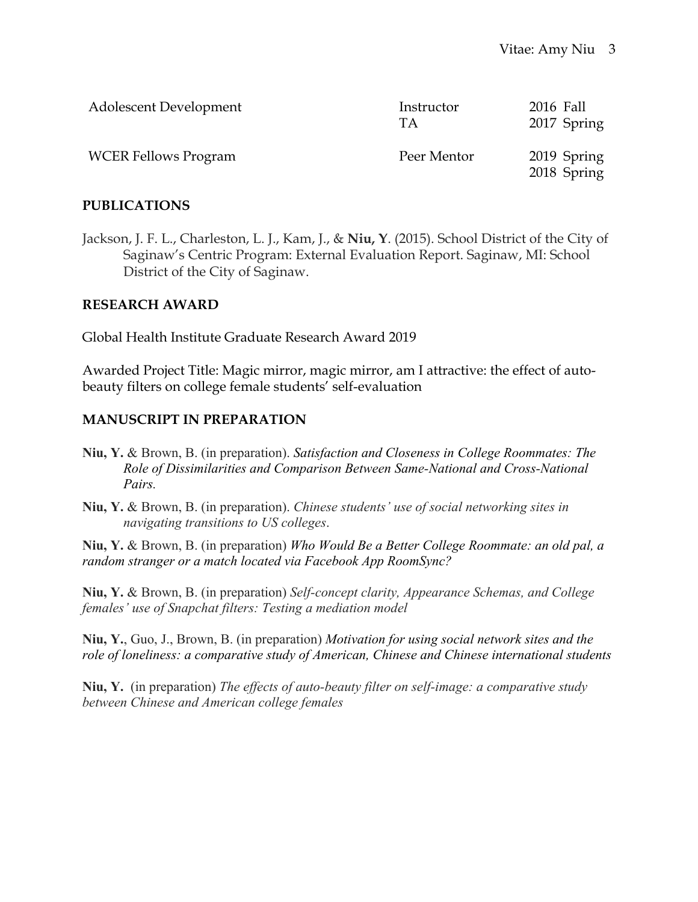| | | |
|---|---|---|
| Adolescent Development | Instructor<br>TA | 2016 Fall<br>2017 Spring |
| WCER Fellows Program | Peer Mentor | 2019 Spring<br>2018 Spring |

## PUBLICATIONS

Jackson, J. F. L., Charleston, L. J., Kam, J., & **Niu, Y**. (2015). School District of the City of Saginaw's Centric Program: External Evaluation Report. Saginaw, MI: School District of the City of Saginaw.

## RESEARCH AWARD

Global Health Institute Graduate Research Award 2019

Awarded Project Title: Magic mirror, magic mirror, am I attractive: the effect of auto-beauty filters on college female students' self-evaluation

## MANUSCRIPT IN PREPARATION

**Niu, Y.** & Brown, B. (in preparation). *Satisfaction and Closeness in College Roommates: The Role of Dissimilarities and Comparison Between Same-National and Cross-National Pairs.*

**Niu, Y.** & Brown, B. (in preparation). *Chinese students' use of social networking sites in navigating transitions to US colleges*.

**Niu, Y.** & Brown, B. (in preparation) *Who Would Be a Better College Roommate: an old pal, a random stranger or a match located via Facebook App RoomSync?*

**Niu, Y.** & Brown, B. (in preparation) *Self-concept clarity, Appearance Schemas, and College females' use of Snapchat filters: Testing a mediation model*

**Niu, Y.**, Guo, J., Brown, B. (in preparation) *Motivation for using social network sites and the role of loneliness: a comparative study of American, Chinese and Chinese international students*

**Niu, Y.** (in preparation) *The effects of auto-beauty filter on self-image: a comparative study between Chinese and American college females*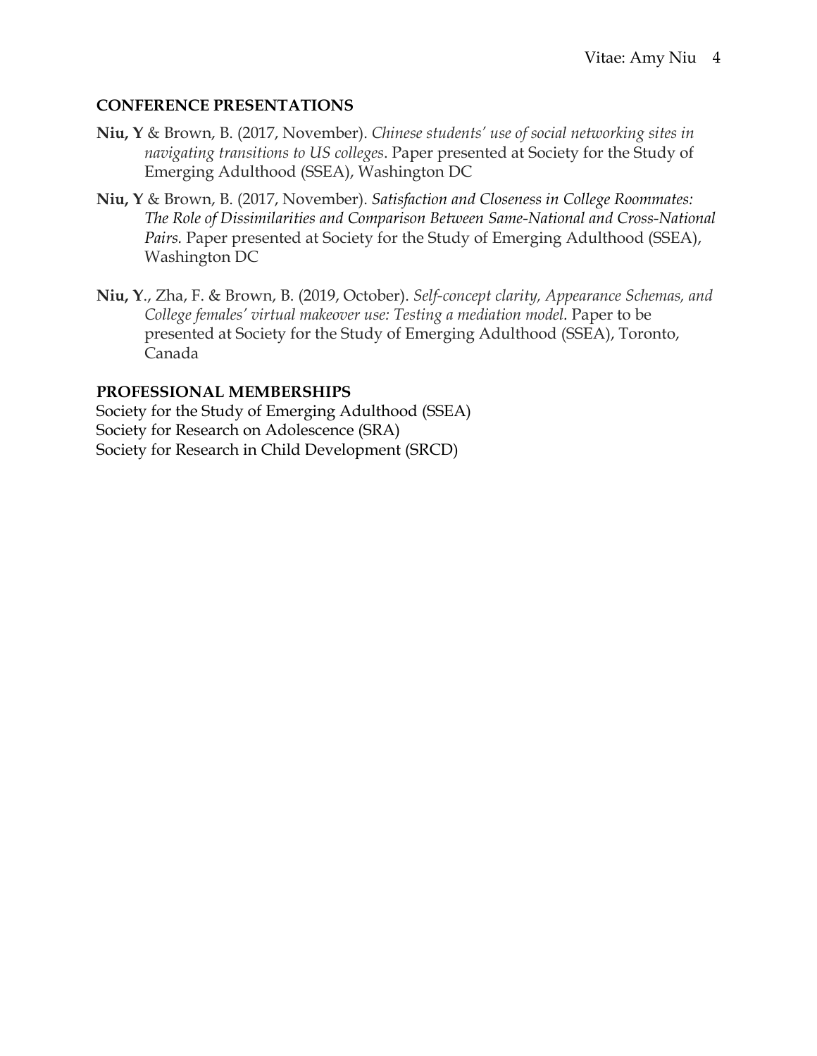## CONFERENCE PRESENTATIONS

**Niu, Y** & Brown, B. (2017, November). *Chinese students' use of social networking sites in navigating transitions to US colleges*. Paper presented at Society for the Study of Emerging Adulthood (SSEA), Washington DC

**Niu, Y** & Brown, B. (2017, November). *Satisfaction and Closeness in College Roommates: The Role of Dissimilarities and Comparison Between Same-National and Cross-National Pairs.* Paper presented at Society for the Study of Emerging Adulthood (SSEA), Washington DC

**Niu, Y**., Zha, F. & Brown, B. (2019, October). *Self-concept clarity, Appearance Schemas, and College females' virtual makeover use: Testing a mediation model*. Paper to be presented at Society for the Study of Emerging Adulthood (SSEA), Toronto, Canada

## PROFESSIONAL MEMBERSHIPS

Society for the Study of Emerging Adulthood (SSEA)
Society for Research on Adolescence (SRA)
Society for Research in Child Development (SRCD)